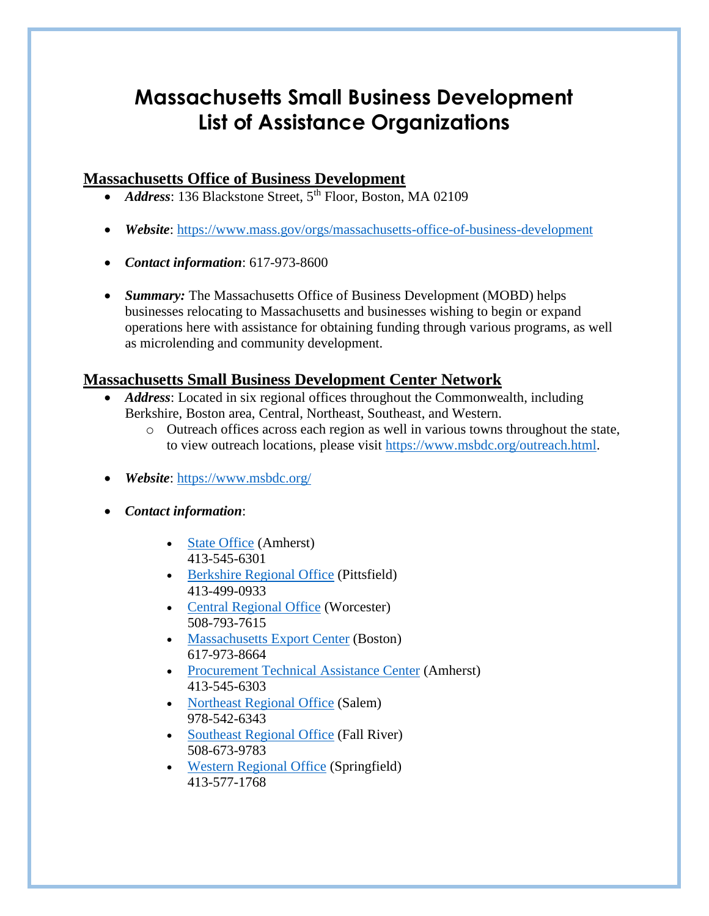# Massachusetts Small Business Development List of Assistance Organizations

## Massachusetts Office of Business Development

- ***Address***: 136 Blackstone Street, 5th Floor, Boston, MA 02109
- ***Website***: https://www.mass.gov/orgs/massachusetts-office-of-business-development
- ***Contact information***: 617-973-8600
- ***Summary:*** The Massachusetts Office of Business Development (MOBD) helps businesses relocating to Massachusetts and businesses wishing to begin or expand operations here with assistance for obtaining funding through various programs, as well as microlending and community development.

## Massachusetts Small Business Development Center Network

- ***Address***: Located in six regional offices throughout the Commonwealth, including Berkshire, Boston area, Central, Northeast, Southeast, and Western.
  - Outreach offices across each region as well in various towns throughout the state, to view outreach locations, please visit https://www.msbdc.org/outreach.html.
- ***Website***: https://www.msbdc.org/
- ***Contact information***:
  - State Office (Amherst)
    413-545-6301
  - Berkshire Regional Office (Pittsfield)
    413-499-0933
  - Central Regional Office (Worcester)
    508-793-7615
  - Massachusetts Export Center (Boston)
    617-973-8664
  - Procurement Technical Assistance Center (Amherst)
    413-545-6303
  - Northeast Regional Office (Salem)
    978-542-6343
  - Southeast Regional Office (Fall River)
    508-673-9783
  - Western Regional Office (Springfield)
    413-577-1768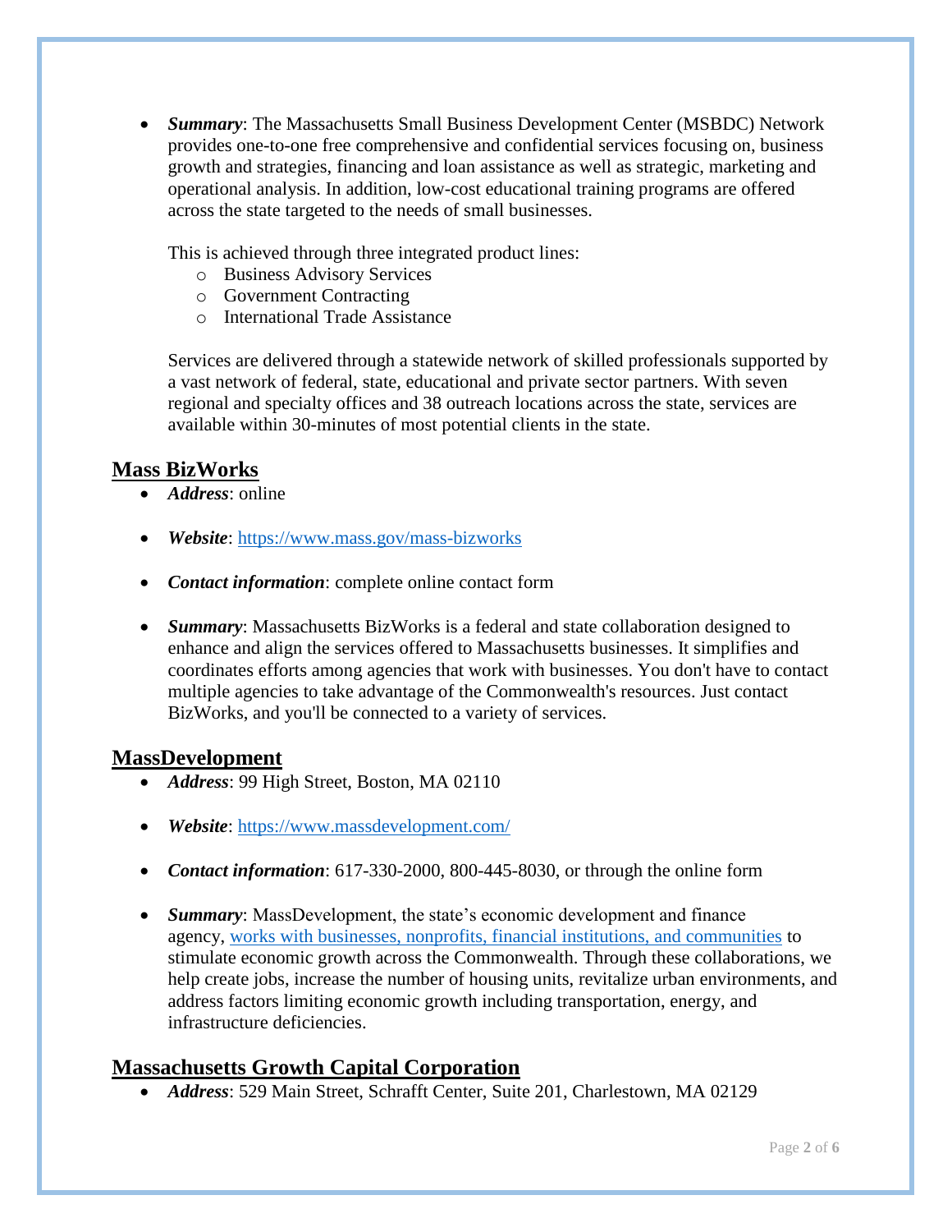- ***Summary***: The Massachusetts Small Business Development Center (MSBDC) Network provides one-to-one free comprehensive and confidential services focusing on, business growth and strategies, financing and loan assistance as well as strategic, marketing and operational analysis. In addition, low-cost educational training programs are offered across the state targeted to the needs of small businesses.

  This is achieved through three integrated product lines:
  - Business Advisory Services
  - Government Contracting
  - International Trade Assistance

  Services are delivered through a statewide network of skilled professionals supported by a vast network of federal, state, educational and private sector partners. With seven regional and specialty offices and 38 outreach locations across the state, services are available within 30-minutes of most potential clients in the state.

## Mass BizWorks

- ***Address***: online
- ***Website***: [https://www.mass.gov/mass-bizworks](https://www.mass.gov/mass-bizworks)
- ***Contact information***: complete online contact form
- ***Summary***: Massachusetts BizWorks is a federal and state collaboration designed to enhance and align the services offered to Massachusetts businesses. It simplifies and coordinates efforts among agencies that work with businesses. You don't have to contact multiple agencies to take advantage of the Commonwealth's resources. Just contact BizWorks, and you'll be connected to a variety of services.

## MassDevelopment

- ***Address***: 99 High Street, Boston, MA 02110
- ***Website***: [https://www.massdevelopment.com/](https://www.massdevelopment.com/)
- ***Contact information***: 617-330-2000, 800-445-8030, or through the online form
- ***Summary***: MassDevelopment, the state's economic development and finance agency, works with businesses, nonprofits, financial institutions, and communities to stimulate economic growth across the Commonwealth. Through these collaborations, we help create jobs, increase the number of housing units, revitalize urban environments, and address factors limiting economic growth including transportation, energy, and infrastructure deficiencies.

## Massachusetts Growth Capital Corporation

- ***Address***: 529 Main Street, Schrafft Center, Suite 201, Charlestown, MA 02129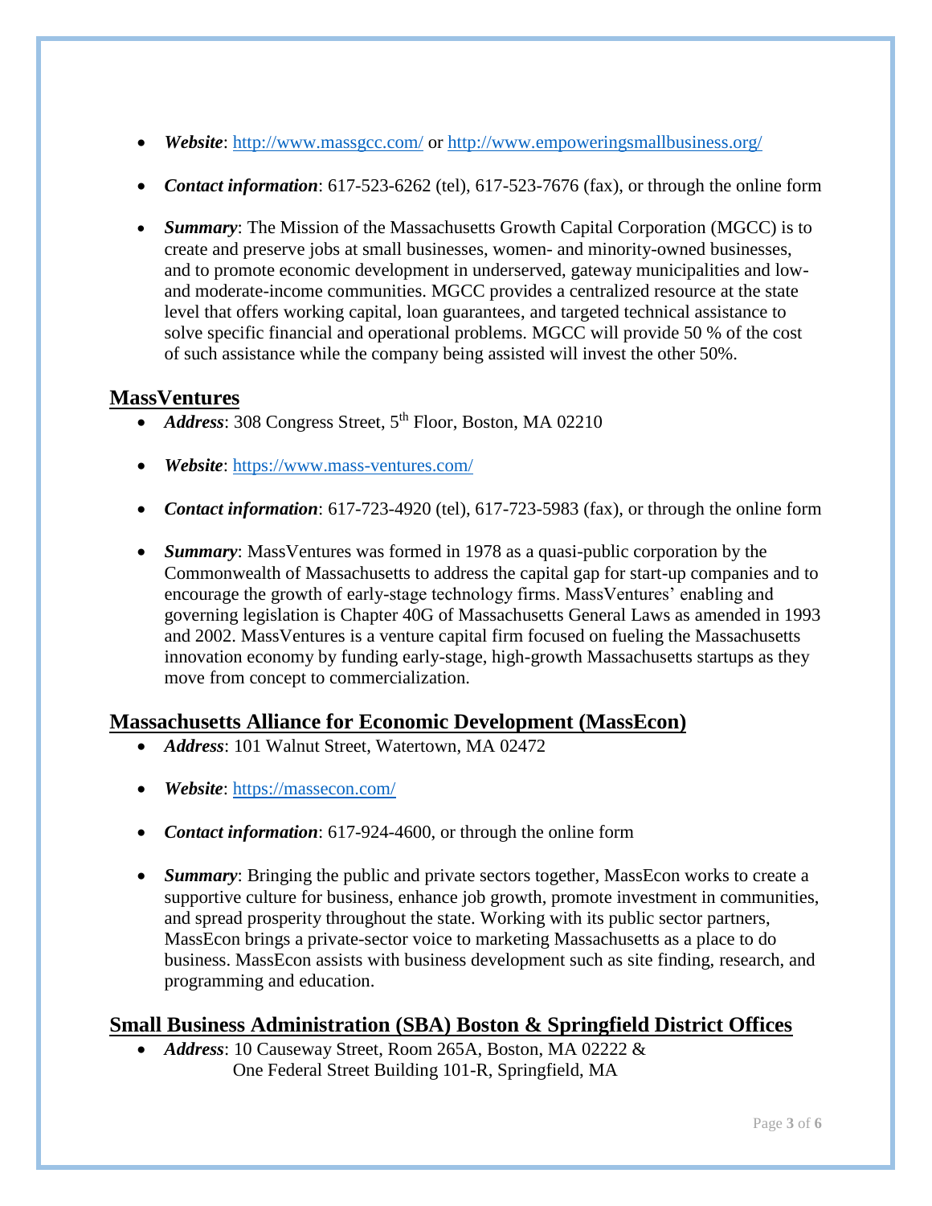- ***Website***: http://www.massgcc.com/ or http://www.empoweringsmallbusiness.org/

- ***Contact information***: 617-523-6262 (tel), 617-523-7676 (fax), or through the online form

- ***Summary***: The Mission of the Massachusetts Growth Capital Corporation (MGCC) is to create and preserve jobs at small businesses, women- and minority-owned businesses, and to promote economic development in underserved, gateway municipalities and low- and moderate-income communities. MGCC provides a centralized resource at the state level that offers working capital, loan guarantees, and targeted technical assistance to solve specific financial and operational problems. MGCC will provide 50 % of the cost of such assistance while the company being assisted will invest the other 50%.

## MassVentures

- ***Address***: 308 Congress Street, 5th Floor, Boston, MA 02210

- ***Website***: https://www.mass-ventures.com/

- ***Contact information***: 617-723-4920 (tel), 617-723-5983 (fax), or through the online form

- ***Summary***: MassVentures was formed in 1978 as a quasi-public corporation by the Commonwealth of Massachusetts to address the capital gap for start-up companies and to encourage the growth of early-stage technology firms. MassVentures' enabling and governing legislation is Chapter 40G of Massachusetts General Laws as amended in 1993 and 2002. MassVentures is a venture capital firm focused on fueling the Massachusetts innovation economy by funding early-stage, high-growth Massachusetts startups as they move from concept to commercialization.

## Massachusetts Alliance for Economic Development (MassEcon)

- ***Address***: 101 Walnut Street, Watertown, MA 02472

- ***Website***: https://massecon.com/

- ***Contact information***: 617-924-4600, or through the online form

- ***Summary***: Bringing the public and private sectors together, MassEcon works to create a supportive culture for business, enhance job growth, promote investment in communities, and spread prosperity throughout the state. Working with its public sector partners, MassEcon brings a private-sector voice to marketing Massachusetts as a place to do business. MassEcon assists with business development such as site finding, research, and programming and education.

## Small Business Administration (SBA) Boston & Springfield District Offices

- ***Address***: 10 Causeway Street, Room 265A, Boston, MA 02222 &
  One Federal Street Building 101-R, Springfield, MA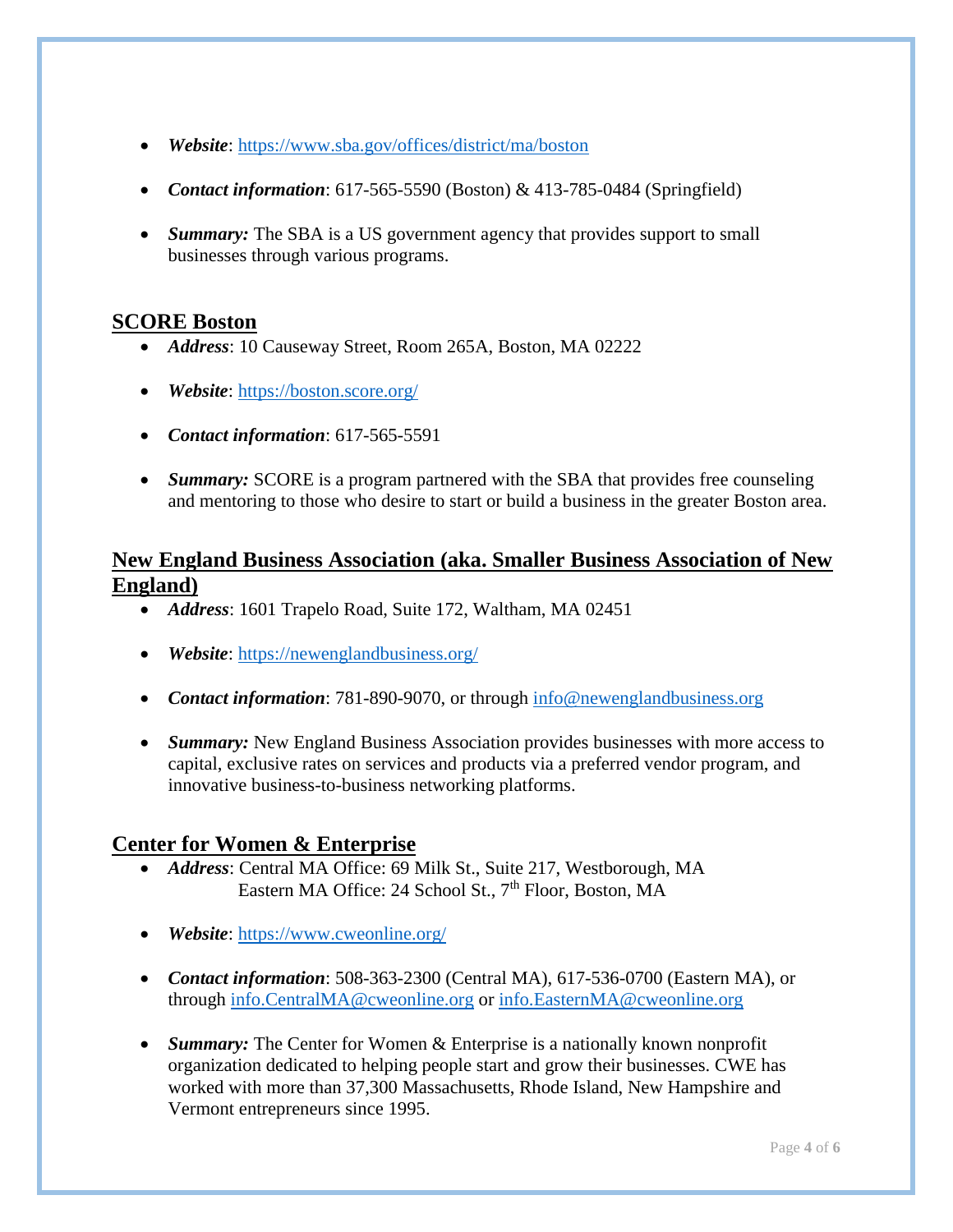- ***Website***: https://www.sba.gov/offices/district/ma/boston

- ***Contact information***: 617-565-5590 (Boston) & 413-785-0484 (Springfield)

- ***Summary:*** The SBA is a US government agency that provides support to small businesses through various programs.

## SCORE Boston

- ***Address***: 10 Causeway Street, Room 265A, Boston, MA 02222

- ***Website***: https://boston.score.org/

- ***Contact information***: 617-565-5591

- ***Summary:*** SCORE is a program partnered with the SBA that provides free counseling and mentoring to those who desire to start or build a business in the greater Boston area.

## New England Business Association (aka. Smaller Business Association of New England)

- ***Address***: 1601 Trapelo Road, Suite 172, Waltham, MA 02451

- ***Website***: https://newenglandbusiness.org/

- ***Contact information***: 781-890-9070, or through info@newenglandbusiness.org

- ***Summary:*** New England Business Association provides businesses with more access to capital, exclusive rates on services and products via a preferred vendor program, and innovative business-to-business networking platforms.

## Center for Women & Enterprise

- ***Address***: Central MA Office: 69 Milk St., Suite 217, Westborough, MA
  Eastern MA Office: 24 School St., 7th Floor, Boston, MA

- ***Website***: https://www.cweonline.org/

- ***Contact information***: 508-363-2300 (Central MA), 617-536-0700 (Eastern MA), or through info.CentralMA@cweonline.org or info.EasternMA@cweonline.org

- ***Summary:*** The Center for Women & Enterprise is a nationally known nonprofit organization dedicated to helping people start and grow their businesses. CWE has worked with more than 37,300 Massachusetts, Rhode Island, New Hampshire and Vermont entrepreneurs since 1995.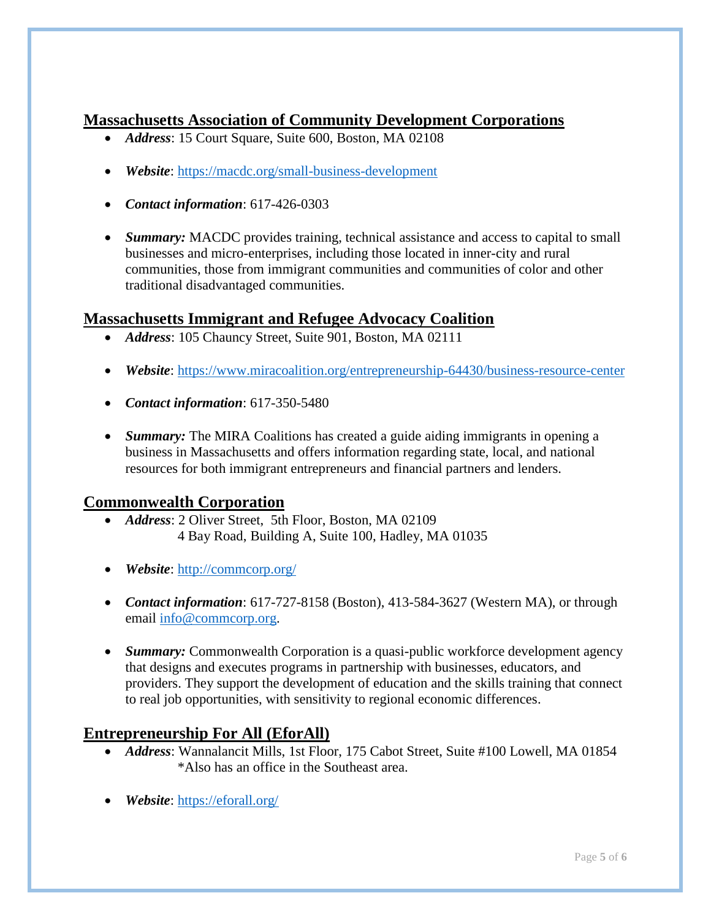## Massachusetts Association of Community Development Corporations

- ***Address***: 15 Court Square, Suite 600, Boston, MA 02108
- ***Website***: https://macdc.org/small-business-development
- ***Contact information***: 617-426-0303
- ***Summary:*** MACDC provides training, technical assistance and access to capital to small businesses and micro-enterprises, including those located in inner-city and rural communities, those from immigrant communities and communities of color and other traditional disadvantaged communities.

## Massachusetts Immigrant and Refugee Advocacy Coalition

- ***Address***: 105 Chauncy Street, Suite 901, Boston, MA 02111
- ***Website***: https://www.miracoalition.org/entrepreneurship-64430/business-resource-center
- ***Contact information***: 617-350-5480
- ***Summary:*** The MIRA Coalitions has created a guide aiding immigrants in opening a business in Massachusetts and offers information regarding state, local, and national resources for both immigrant entrepreneurs and financial partners and lenders.

## Commonwealth Corporation

- ***Address***: 2 Oliver Street, 5th Floor, Boston, MA 02109
  4 Bay Road, Building A, Suite 100, Hadley, MA 01035
- ***Website***: http://commcorp.org/
- ***Contact information***: 617-727-8158 (Boston), 413-584-3627 (Western MA), or through email info@commcorp.org.
- ***Summary:*** Commonwealth Corporation is a quasi-public workforce development agency that designs and executes programs in partnership with businesses, educators, and providers. They support the development of education and the skills training that connect to real job opportunities, with sensitivity to regional economic differences.

## Entrepreneurship For All (EforAll)

- ***Address***: Wannalancit Mills, 1st Floor, 175 Cabot Street, Suite #100 Lowell, MA 01854
  *Also has an office in the Southeast area.
- ***Website***: https://eforall.org/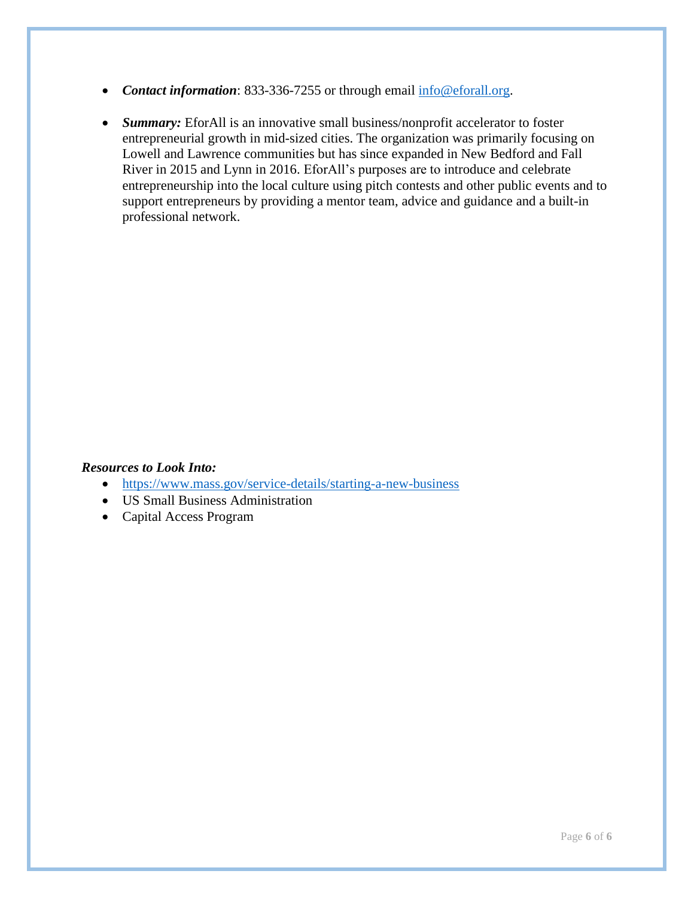- ***Contact information***: 833-336-7255 or through email info@eforall.org.

- ***Summary:*** EforAll is an innovative small business/nonprofit accelerator to foster entrepreneurial growth in mid-sized cities. The organization was primarily focusing on Lowell and Lawrence communities but has since expanded in New Bedford and Fall River in 2015 and Lynn in 2016. EforAll's purposes are to introduce and celebrate entrepreneurship into the local culture using pitch contests and other public events and to support entrepreneurs by providing a mentor team, advice and guidance and a built-in professional network.

***Resources to Look Into:***

- https://www.mass.gov/service-details/starting-a-new-business
- US Small Business Administration
- Capital Access Program